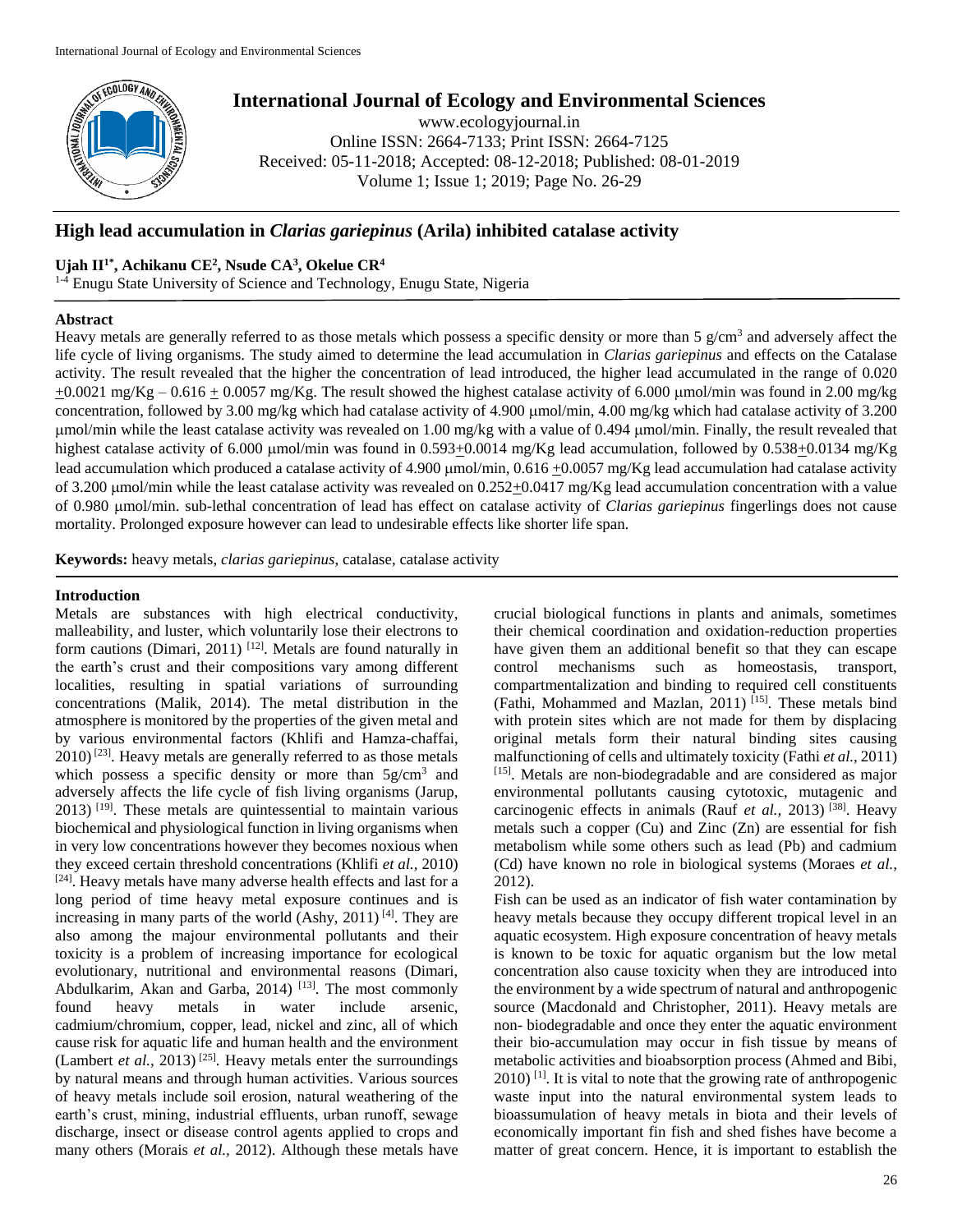# High lead accumulation in *Clarias gariepinus* (Arila) inhibited catalase activity

**Ujah II[1*], Achikanu CE[2], Nsude CA[3], Okelue CR[4]**

[1-4] Enugu State University of Science and Technology, Enugu State, Nigeria

## Abstract

Heavy metals are generally referred to as those metals which possess a specific density or more than 5 g/cm$^3$ and adversely affect the life cycle of living organisms. The study aimed to determine the lead accumulation in *Clarias gariepinus* and effects on the Catalase activity. The result revealed that the higher the concentration of lead introduced, the higher lead accumulated in the range of 0.020 $\pm$0.0021 mg/Kg – 0.616 $\pm$ 0.0057 mg/Kg. The result showed the highest catalase activity of 6.000 μmol/min was found in 2.00 mg/kg concentration, followed by 3.00 mg/kg which had catalase activity of 4.900 μmol/min, 4.00 mg/kg which had catalase activity of 3.200 μmol/min while the least catalase activity was revealed on 1.00 mg/kg with a value of 0.494 μmol/min. Finally, the result revealed that highest catalase activity of 6.000 μmol/min was found in 0.593$\pm$0.0014 mg/Kg lead accumulation, followed by 0.538$\pm$0.0134 mg/Kg lead accumulation which produced a catalase activity of 4.900 μmol/min, 0.616 $\pm$0.0057 mg/Kg lead accumulation had catalase activity of 3.200 μmol/min while the least catalase activity was revealed on 0.252$\pm$0.0417 mg/Kg lead accumulation concentration with a value of 0.980 μmol/min. sub-lethal concentration of lead has effect on catalase activity of *Clarias gariepinus* fingerlings does not cause mortality. Prolonged exposure however can lead to undesirable effects like shorter life span.

**Keywords:** heavy metals, *clarias gariepinus*, catalase, catalase activity

## Introduction

Metals are substances with high electrical conductivity, malleability, and luster, which voluntarily lose their electrons to form cautions (Dimari, 2011) [12]. Metals are found naturally in the earth's crust and their compositions vary among different localities, resulting in spatial variations of surrounding concentrations (Malik, 2014). The metal distribution in the atmosphere is monitored by the properties of the given metal and by various environmental factors (Khlifi and Hamza-chaffai, 2010) [23]. Heavy metals are generally referred to as those metals which possess a specific density or more than 5g/cm$^3$ and adversely affects the life cycle of fish living organisms (Jarup, 2013) [19]. These metals are quintessential to maintain various biochemical and physiological function in living organisms when in very low concentrations however they becomes noxious when they exceed certain threshold concentrations (Khlifi *et al.,* 2010) [24]. Heavy metals have many adverse health effects and last for a long period of time heavy metal exposure continues and is increasing in many parts of the world (Ashy, 2011) [4]. They are also among the majour environmental pollutants and their toxicity is a problem of increasing importance for ecological evolutionary, nutritional and environmental reasons (Dimari, Abdulkarim, Akan and Garba, 2014) [13]. The most commonly found heavy metals in water include arsenic, cadmium/chromium, copper, lead, nickel and zinc, all of which cause risk for aquatic life and human health and the environment (Lambert *et al.,* 2013) [25]. Heavy metals enter the surroundings by natural means and through human activities. Various sources of heavy metals include soil erosion, natural weathering of the earth's crust, mining, industrial effluents, urban runoff, sewage discharge, insect or disease control agents applied to crops and many others (Morais *et al.,* 2012). Although these metals have crucial biological functions in plants and animals, sometimes their chemical coordination and oxidation-reduction properties have given them an additional benefit so that they can escape control mechanisms such as homeostasis, transport, compartmentalization and binding to required cell constituents (Fathi, Mohammed and Mazlan, 2011) [15]. These metals bind with protein sites which are not made for them by displacing original metals form their natural binding sites causing malfunctioning of cells and ultimately toxicity (Fathi *et al.*, 2011) [15]. Metals are non-biodegradable and are considered as major environmental pollutants causing cytotoxic, mutagenic and carcinogenic effects in animals (Rauf *et al.,* 2013) [38]. Heavy metals such a copper (Cu) and Zinc (Zn) are essential for fish metabolism while some others such as lead (Pb) and cadmium (Cd) have known no role in biological systems (Moraes *et al.,* 2012).

Fish can be used as an indicator of fish water contamination by heavy metals because they occupy different tropical level in an aquatic ecosystem. High exposure concentration of heavy metals is known to be toxic for aquatic organism but the low metal concentration also cause toxicity when they are introduced into the environment by a wide spectrum of natural and anthropogenic source (Macdonald and Christopher, 2011). Heavy metals are non- biodegradable and once they enter the aquatic environment their bio-accumulation may occur in fish tissue by means of metabolic activities and bioabsorption process (Ahmed and Bibi, 2010) [1]. It is vital to note that the growing rate of anthropogenic waste input into the natural environmental system leads to bioassumulation of heavy metals in biota and their levels of economically important fin fish and shed fishes have become a matter of great concern. Hence, it is important to establish the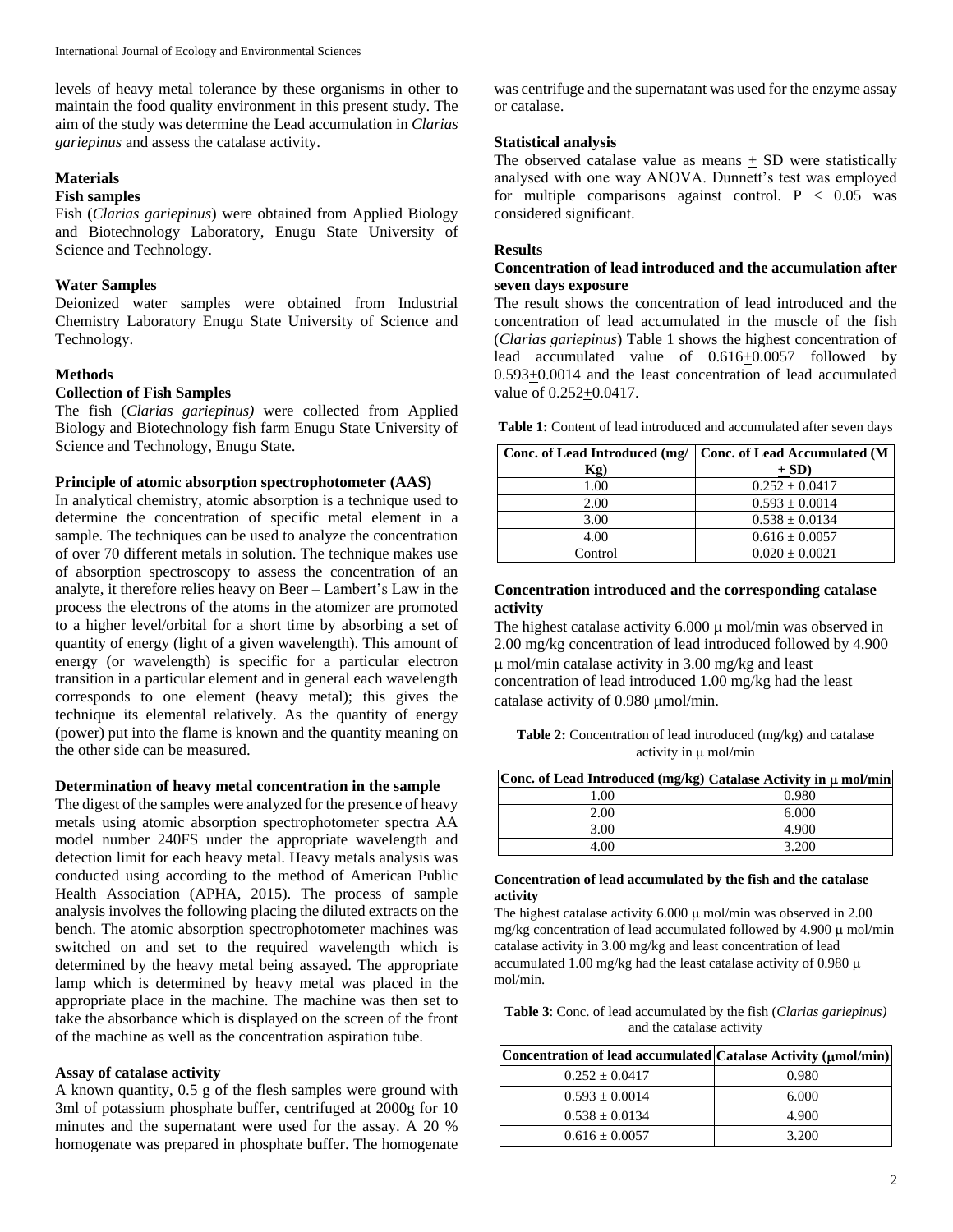levels of heavy metal tolerance by these organisms in other to maintain the food quality environment in this present study. The aim of the study was determine the Lead accumulation in *Clarias gariepinus* and assess the catalase activity.

## Materials

### Fish samples

Fish (*Clarias gariepinus*) were obtained from Applied Biology and Biotechnology Laboratory, Enugu State University of Science and Technology.

### Water Samples

Deionized water samples were obtained from Industrial Chemistry Laboratory Enugu State University of Science and Technology.

## Methods

### Collection of Fish Samples

The fish (*Clarias gariepinus)* were collected from Applied Biology and Biotechnology fish farm Enugu State University of Science and Technology, Enugu State.

### Principle of atomic absorption spectrophotometer (AAS)

In analytical chemistry, atomic absorption is a technique used to determine the concentration of specific metal element in a sample. The techniques can be used to analyze the concentration of over 70 different metals in solution. The technique makes use of absorption spectroscopy to assess the concentration of an analyte, it therefore relies heavy on Beer – Lambert's Law in the process the electrons of the atoms in the atomizer are promoted to a higher level/orbital for a short time by absorbing a set of quantity of energy (light of a given wavelength). This amount of energy (or wavelength) is specific for a particular electron transition in a particular element and in general each wavelength corresponds to one element (heavy metal); this gives the technique its elemental relatively. As the quantity of energy (power) put into the flame is known and the quantity meaning on the other side can be measured.

### Determination of heavy metal concentration in the sample

The digest of the samples were analyzed for the presence of heavy metals using atomic absorption spectrophotometer spectra AA model number 240FS under the appropriate wavelength and detection limit for each heavy metal. Heavy metals analysis was conducted using according to the method of American Public Health Association (APHA, 2015). The process of sample analysis involves the following placing the diluted extracts on the bench. The atomic absorption spectrophotometer machines was switched on and set to the required wavelength which is determined by the heavy metal being assayed. The appropriate lamp which is determined by heavy metal was placed in the appropriate place in the machine. The machine was then set to take the absorbance which is displayed on the screen of the front of the machine as well as the concentration aspiration tube.

### Assay of catalase activity

A known quantity, 0.5 g of the flesh samples were ground with 3ml of potassium phosphate buffer, centrifuged at 2000g for 10 minutes and the supernatant were used for the assay. A 20 % homogenate was prepared in phosphate buffer. The homogenate was centrifuge and the supernatant was used for the enzyme assay or catalase.

### Statistical analysis

The observed catalase value as means $\pm$ SD were statistically analysed with one way ANOVA. Dunnett's test was employed for multiple comparisons against control. $P < 0.05$ was considered significant.

## Results

### Concentration of lead introduced and the accumulation after seven days exposure

The result shows the concentration of lead introduced and the concentration of lead accumulated in the muscle of the fish (*Clarias gariepinus*) Table 1 shows the highest concentration of lead accumulated value of 0.616±0.0057 followed by 0.593±0.0014 and the least concentration of lead accumulated value of 0.252±0.0417.

**Table 1:** Content of lead introduced and accumulated after seven days

| Conc. of Lead Introduced (mg/ Kg) | Conc. of Lead Accumulated (M ± SD) |
|---|---|
| 1.00 | 0.252 ± 0.0417 |
| 2.00 | 0.593 ± 0.0014 |
| 3.00 | 0.538 ± 0.0134 |
| 4.00 | 0.616 ± 0.0057 |
| Control | 0.020 ± 0.0021 |

### Concentration introduced and the corresponding catalase activity

The highest catalase activity 6.000 μ mol/min was observed in 2.00 mg/kg concentration of lead introduced followed by 4.900 μ mol/min catalase activity in 3.00 mg/kg and least concentration of lead introduced 1.00 mg/kg had the least catalase activity of 0.980 μmol/min.

**Table 2:** Concentration of lead introduced (mg/kg) and catalase activity in μ mol/min

| Conc. of Lead Introduced (mg/kg) | Catalase Activity in μ mol/min |
|---|---|
| 1.00 | 0.980 |
| 2.00 | 6.000 |
| 3.00 | 4.900 |
| 4.00 | 3.200 |

### Concentration of lead accumulated by the fish and the catalase activity

The highest catalase activity 6.000 μ mol/min was observed in 2.00 mg/kg concentration of lead accumulated followed by 4.900 μ mol/min catalase activity in 3.00 mg/kg and least concentration of lead accumulated 1.00 mg/kg had the least catalase activity of 0.980 μ mol/min.

**Table 3**: Conc. of lead accumulated by the fish (*Clarias gariepinus)* and the catalase activity

| Concentration of lead accumulated | Catalase Activity (μmol/min) |
|---|---|
| 0.252 ± 0.0417 | 0.980 |
| 0.593 ± 0.0014 | 6.000 |
| 0.538 ± 0.0134 | 4.900 |
| 0.616 ± 0.0057 | 3.200 |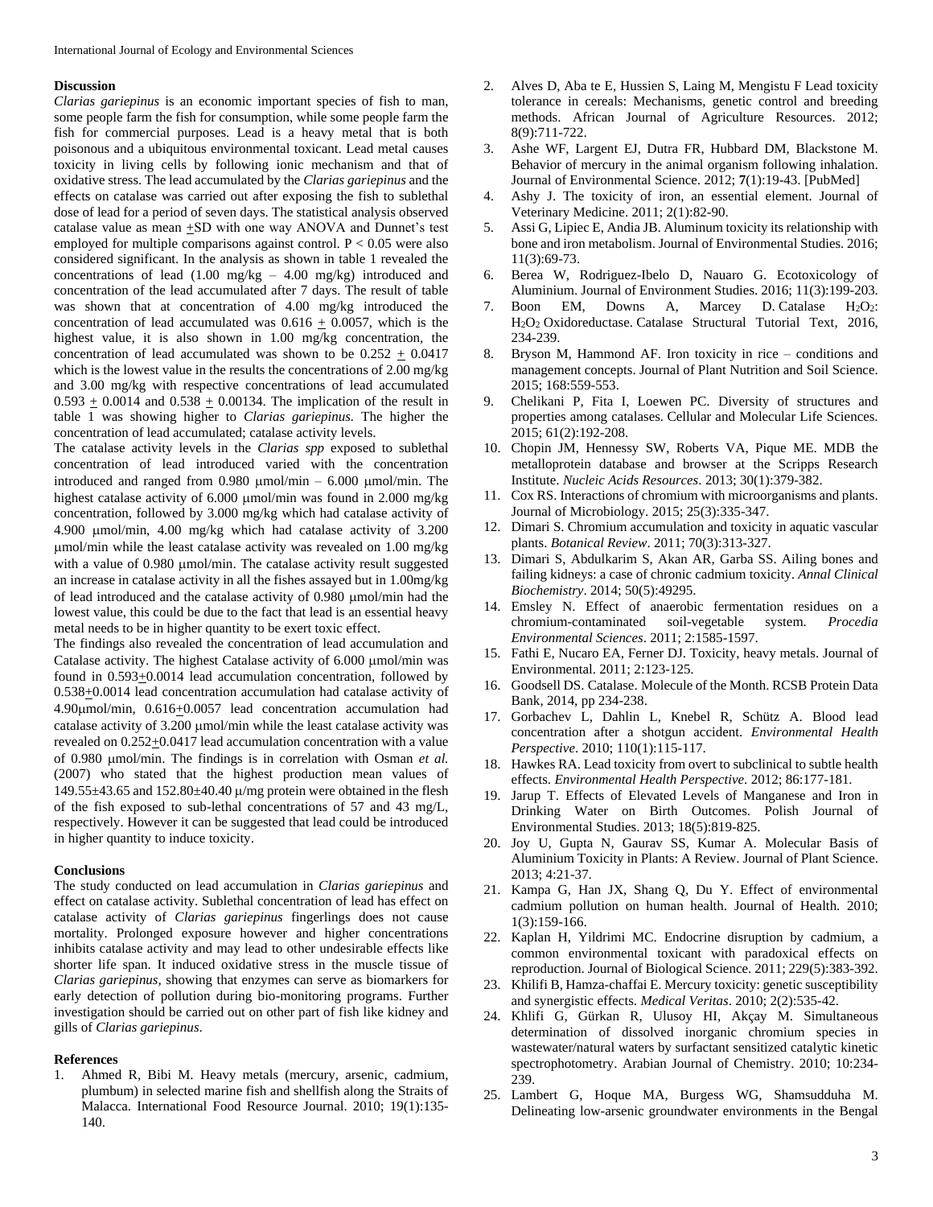## Discussion

*Clarias gariepinus* is an economic important species of fish to man, some people farm the fish for consumption, while some people farm the fish for commercial purposes. Lead is a heavy metal that is both poisonous and a ubiquitous environmental toxicant. Lead metal causes toxicity in living cells by following ionic mechanism and that of oxidative stress. The lead accumulated by the *Clarias gariepinus* and the effects on catalase was carried out after exposing the fish to sublethal dose of lead for a period of seven days. The statistical analysis observed catalase value as mean $\pm$SD with one way ANOVA and Dunnet's test employed for multiple comparisons against control. $P < 0.05$ were also considered significant. In the analysis as shown in table 1 revealed the concentrations of lead (1.00 mg/kg – 4.00 mg/kg) introduced and concentration of the lead accumulated after 7 days. The result of table was shown that at concentration of 4.00 mg/kg introduced the concentration of lead accumulated was 0.616 $\pm$ 0.0057, which is the highest value, it is also shown in 1.00 mg/kg concentration, the concentration of lead accumulated was shown to be 0.252 $\pm$ 0.0417 which is the lowest value in the results the concentrations of 2.00 mg/kg and 3.00 mg/kg with respective concentrations of lead accumulated 0.593 $\pm$ 0.0014 and 0.538 $\pm$ 0.00134. The implication of the result in table 1 was showing higher to *Clarias gariepinus.* The higher the concentration of lead accumulated; catalase activity levels.

The catalase activity levels in the *Clarias spp* exposed to sublethal concentration of lead introduced varied with the concentration introduced and ranged from 0.980 μmol/min – 6.000 μmol/min. The highest catalase activity of 6.000 μmol/min was found in 2.000 mg/kg concentration, followed by 3.000 mg/kg which had catalase activity of 4.900 μmol/min, 4.00 mg/kg which had catalase activity of 3.200 μmol/min while the least catalase activity was revealed on 1.00 mg/kg with a value of 0.980 μmol/min. The catalase activity result suggested an increase in catalase activity in all the fishes assayed but in 1.00mg/kg of lead introduced and the catalase activity of 0.980 μmol/min had the lowest value, this could be due to the fact that lead is an essential heavy metal needs to be in higher quantity to be exert toxic effect.

The findings also revealed the concentration of lead accumulation and Catalase activity. The highest Catalase activity of 6.000 μmol/min was found in 0.593$\pm$0.0014 lead accumulation concentration, followed by 0.538$\pm$0.0014 lead concentration accumulation had catalase activity of 4.90μmol/min, 0.616$\pm$0.0057 lead concentration accumulation had catalase activity of 3.200 μmol/min while the least catalase activity was revealed on 0.252$\pm$0.0417 lead accumulation concentration with a value of 0.980 μmol/min. The findings is in correlation with Osman *et al.* (2007) who stated that the highest production mean values of 149.55±43.65 and 152.80±40.40 μ/mg protein were obtained in the flesh of the fish exposed to sub-lethal concentrations of 57 and 43 mg/L, respectively. However it can be suggested that lead could be introduced in higher quantity to induce toxicity.

## Conclusions

The study conducted on lead accumulation in *Clarias gariepinus* and effect on catalase activity. Sublethal concentration of lead has effect on catalase activity of *Clarias gariepinus* fingerlings does not cause mortality. Prolonged exposure however and higher concentrations inhibits catalase activity and may lead to other undesirable effects like shorter life span. It induced oxidative stress in the muscle tissue of *Clarias gariepinus*, showing that enzymes can serve as biomarkers for early detection of pollution during bio-monitoring programs. Further investigation should be carried out on other part of fish like kidney and gills of *Clarias gariepinus*.

## References

1. Ahmed R, Bibi M. Heavy metals (mercury, arsenic, cadmium, plumbum) in selected marine fish and shellfish along the Straits of Malacca. International Food Resource Journal. 2010; 19(1):135-140.
2. Alves D, Aba te E, Hussien S, Laing M, Mengistu F Lead toxicity tolerance in cereals: Mechanisms, genetic control and breeding methods. African Journal of Agriculture Resources. 2012; 8(9):711-722.
3. Ashe WF, Largent EJ, Dutra FR, Hubbard DM, Blackstone M. Behavior of mercury in the animal organism following inhalation. Journal of Environmental Science. 2012; **7**(1):19-43. [PubMed]
4. Ashy J. The toxicity of iron, an essential element. Journal of Veterinary Medicine. 2011; 2(1):82-90.
5. Assi G, Lipiec E, Andia JB. Aluminum toxicity its relationship with bone and iron metabolism. Journal of Environmental Studies. 2016; 11(3):69-73.
6. Berea W, Rodriguez-Ibelo D, Nauaro G. Ecotoxicology of Aluminium. Journal of Environment Studies. 2016; 11(3):199-203.
7. Boon EM, Downs A, Marcey D. Catalase $H_2O_2$: $H_2O_2$ Oxidoreductase. Catalase Structural Tutorial Text, 2016, 234-239.
8. Bryson M, Hammond AF. Iron toxicity in rice – conditions and management concepts. Journal of Plant Nutrition and Soil Science. 2015; 168:559-553.
9. Chelikani P, Fita I, Loewen PC. Diversity of structures and properties among catalases. Cellular and Molecular Life Sciences. 2015; 61(2):192-208.
10. Chopin JM, Hennessy SW, Roberts VA, Pique ME. MDB the metalloprotein database and browser at the Scripps Research Institute. *Nucleic Acids Resources*. 2013; 30(1):379-382.
11. Cox RS. Interactions of chromium with microorganisms and plants. Journal of Microbiology. 2015; 25(3):335-347.
12. Dimari S. Chromium accumulation and toxicity in aquatic vascular plants. *Botanical Review*. 2011; 70(3):313-327.
13. Dimari S, Abdulkarim S, Akan AR, Garba SS. Ailing bones and failing kidneys: a case of chronic cadmium toxicity. *Annal Clinical Biochemistry*. 2014; 50(5):49295.
14. Emsley N. Effect of anaerobic fermentation residues on a chromium-contaminated soil-vegetable system. *Procedia Environmental Sciences*. 2011; 2:1585-1597.
15. Fathi E, Nucaro EA, Ferner DJ. Toxicity, heavy metals. Journal of Environmental. 2011; 2:123-125.
16. Goodsell DS. Catalase. Molecule of the Month. RCSB Protein Data Bank, 2014, pp 234-238.
17. Gorbachev L, Dahlin L, Knebel R, Schütz A. Blood lead concentration after a shotgun accident. *Environmental Health Perspective*. 2010; 110(1):115-117.
18. Hawkes RA. Lead toxicity from overt to subclinical to subtle health effects. *Environmental Health Perspective*. 2012; 86:177-181.
19. Jarup T. Effects of Elevated Levels of Manganese and Iron in Drinking Water on Birth Outcomes. Polish Journal of Environmental Studies. 2013; 18(5):819-825.
20. Joy U, Gupta N, Gaurav SS, Kumar A. Molecular Basis of Aluminium Toxicity in Plants: A Review. Journal of Plant Science. 2013; 4:21-37.
21. Kampa G, Han JX, Shang Q, Du Y. Effect of environmental cadmium pollution on human health. Journal of Health. 2010; 1(3):159-166.
22. Kaplan H, Yildrimi MC. Endocrine disruption by cadmium, a common environmental toxicant with paradoxical effects on reproduction. Journal of Biological Science. 2011; 229(5):383-392.
23. Khilifi B, Hamza-chaffai E. Mercury toxicity: genetic susceptibility and synergistic effects. *Medical Veritas*. 2010; 2(2):535-42.
24. Khlifi G, Gürkan R, Ulusoy HI, Akçay M. Simultaneous determination of dissolved inorganic chromium species in wastewater/natural waters by surfactant sensitized catalytic kinetic spectrophotometry. Arabian Journal of Chemistry. 2010; 10:234-239.
25. Lambert G, Hoque MA, Burgess WG, Shamsudduha M. Delineating low-arsenic groundwater environments in the Bengal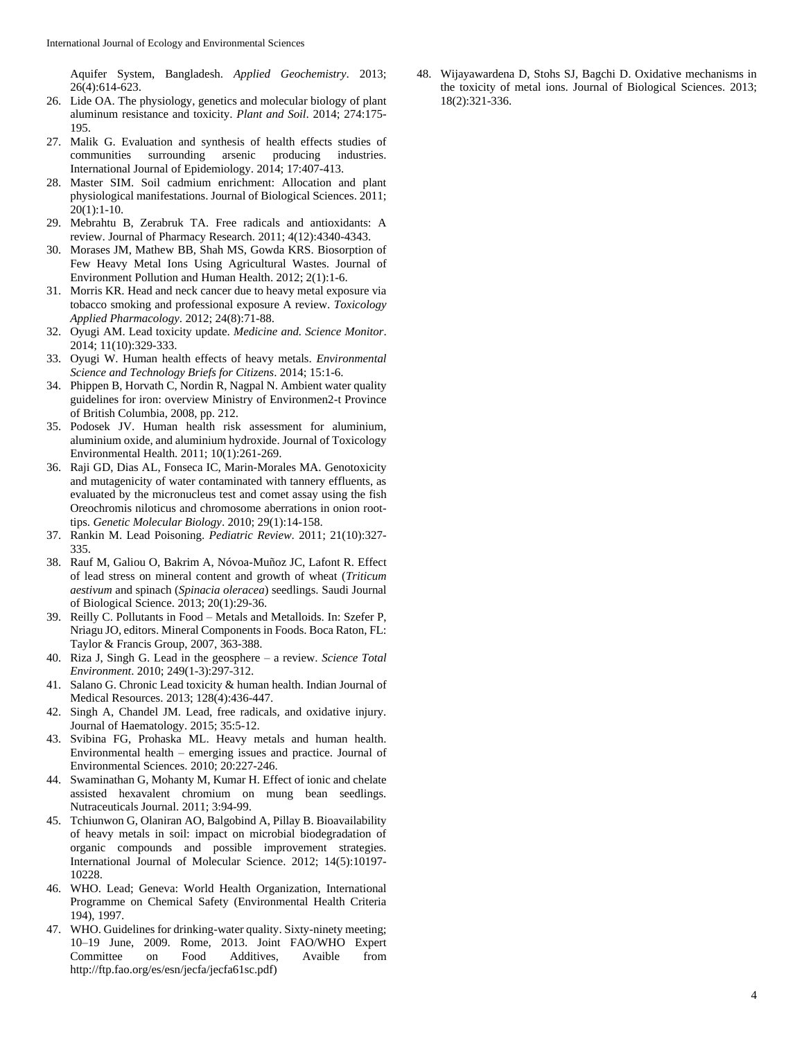Aquifer System, Bangladesh. *Applied Geochemistry*. 2013; 26(4):614-623.

26. Lide OA. The physiology, genetics and molecular biology of plant aluminum resistance and toxicity. *Plant and Soil*. 2014; 274:175-195.
27. Malik G. Evaluation and synthesis of health effects studies of communities surrounding arsenic producing industries. International Journal of Epidemiology. 2014; 17:407-413.
28. Master SIM. Soil cadmium enrichment: Allocation and plant physiological manifestations. Journal of Biological Sciences. 2011; 20(1):1-10.
29. Mebrahtu B, Zerabruk TA. Free radicals and antioxidants: A review. Journal of Pharmacy Research. 2011; 4(12):4340-4343.
30. Morases JM, Mathew BB, Shah MS, Gowda KRS. Biosorption of Few Heavy Metal Ions Using Agricultural Wastes. Journal of Environment Pollution and Human Health. 2012; 2(1):1-6.
31. Morris KR. Head and neck cancer due to heavy metal exposure via tobacco smoking and professional exposure A review. *Toxicology Applied Pharmacology*. 2012; 24(8):71-88.
32. Oyugi AM. Lead toxicity update. *Medicine and. Science Monitor*. 2014; 11(10):329-333.
33. Oyugi W. Human health effects of heavy metals. *Environmental Science and Technology Briefs for Citizens*. 2014; 15:1-6.
34. Phippen B, Horvath C, Nordin R, Nagpal N. Ambient water quality guidelines for iron: overview Ministry of Environmen2-t Province of British Columbia, 2008, pp. 212.
35. Podosek JV. Human health risk assessment for aluminium, aluminium oxide, and aluminium hydroxide. Journal of Toxicology Environmental Health. 2011; 10(1):261-269.
36. Raji GD, Dias AL, Fonseca IC, Marin-Morales MA. Genotoxicity and mutagenicity of water contaminated with tannery effluents, as evaluated by the micronucleus test and comet assay using the fish Oreochromis niloticus and chromosome aberrations in onion root-tips. *Genetic Molecular Biology*. 2010; 29(1):14-158.
37. Rankin M. Lead Poisoning. *Pediatric Review*. 2011; 21(10):327-335.
38. Rauf M, Galiou O, Bakrim A, Nóvoa-Muñoz JC, Lafont R. Effect of lead stress on mineral content and growth of wheat (*Triticum aestivum* and spinach (*Spinacia oleracea*) seedlings. Saudi Journal of Biological Science. 2013; 20(1):29-36.
39. Reilly C. Pollutants in Food – Metals and Metalloids. In: Szefer P, Nriagu JO, editors. Mineral Components in Foods. Boca Raton, FL: Taylor & Francis Group, 2007, 363-388.
40. Riza J, Singh G. Lead in the geosphere – a review. *Science Total Environment*. 2010; 249(1-3):297-312.
41. Salano G. Chronic Lead toxicity & human health. Indian Journal of Medical Resources. 2013; 128(4):436-447.
42. Singh A, Chandel JM. Lead, free radicals, and oxidative injury. Journal of Haematology. 2015; 35:5-12.
43. Svibina FG, Prohaska ML. Heavy metals and human health. Environmental health – emerging issues and practice. Journal of Environmental Sciences. 2010; 20:227-246.
44. Swaminathan G, Mohanty M, Kumar H. Effect of ionic and chelate assisted hexavalent chromium on mung bean seedlings. Nutraceuticals Journal. 2011; 3:94-99.
45. Tchiunwon G, Olaniran AO, Balgobind A, Pillay B. Bioavailability of heavy metals in soil: impact on microbial biodegradation of organic compounds and possible improvement strategies. International Journal of Molecular Science. 2012; 14(5):10197-10228.
46. WHO. Lead; Geneva: World Health Organization, International Programme on Chemical Safety (Environmental Health Criteria 194), 1997.
47. WHO. Guidelines for drinking-water quality. Sixty-ninety meeting; 10–19 June, 2009. Rome, 2013. Joint FAO/WHO Expert Committee on Food Additives, Avaible from http://ftp.fao.org/es/esn/jecfa/jecfa61sc.pdf)
48. Wijayawardena D, Stohs SJ, Bagchi D. Oxidative mechanisms in the toxicity of metal ions. Journal of Biological Sciences. 2013; 18(2):321-336.